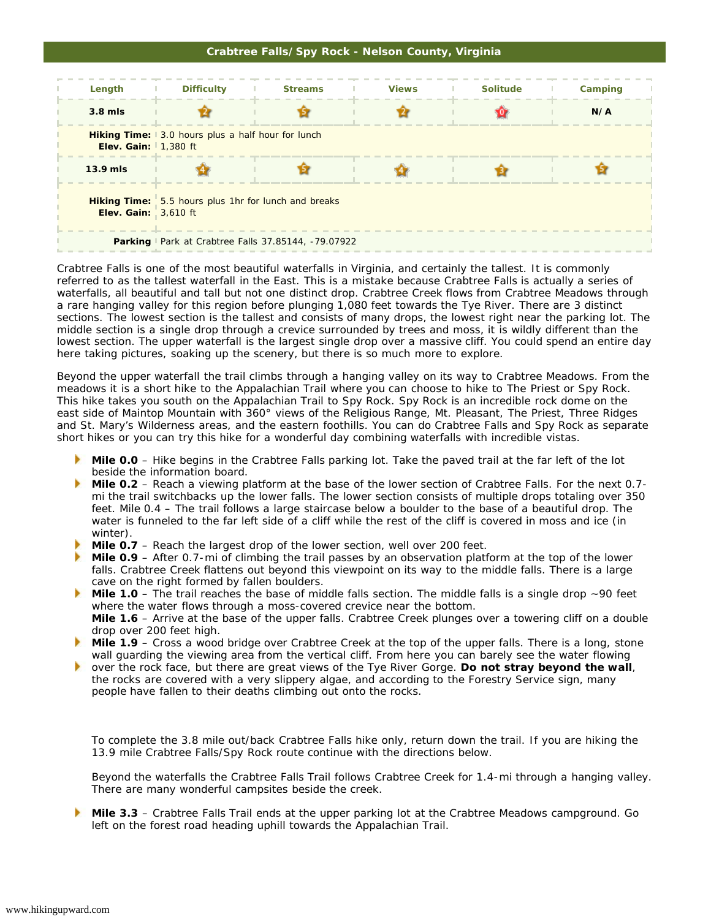## Crabtree Falls/Spy Rock - Nelson County, Virginia

| Length | Difficulty | Streams | Views | Solitude | Camping |
|---|---|---|---|---|---|
| 3.8 mls | 2 | 5 | 2 | 0 | N/A |
| **Hiking Time:** | 3.0 hours plus a half hour for lunch | | | | |
| **Elev. Gain:** | 1,380 ft | | | | |
| 13.9 mls | 4 | 5 | 4 | 3 | 5 |
| **Hiking Time:** | 5.5 hours plus 1hr for lunch and breaks | | | | |
| **Elev. Gain:** | 3,610 ft | | | | |
| **Parking** | Park at Crabtree Falls 37.85144, -79.07922 | | | | |

Crabtree Falls is one of the most beautiful waterfalls in Virginia, and certainly the tallest. It is commonly referred to as the tallest waterfall in the East. This is a mistake because Crabtree Falls is actually a series of waterfalls, all beautiful and tall but not one distinct drop. Crabtree Creek flows from Crabtree Meadows through a rare hanging valley for this region before plunging 1,080 feet towards the Tye River. There are 3 distinct sections. The lowest section is the tallest and consists of many drops, the lowest right near the parking lot. The middle section is a single drop through a crevice surrounded by trees and moss, it is wildly different than the lowest section. The upper waterfall is the largest single drop over a massive cliff. You could spend an entire day here taking pictures, soaking up the scenery, but there is so much more to explore.

Beyond the upper waterfall the trail climbs through a hanging valley on its way to Crabtree Meadows. From the meadows it is a short hike to the Appalachian Trail where you can choose to hike to The Priest or Spy Rock. This hike takes you south on the Appalachian Trail to Spy Rock. Spy Rock is an incredible rock dome on the east side of Maintop Mountain with 360° views of the Religious Range, Mt. Pleasant, The Priest, Three Ridges and St. Mary's Wilderness areas, and the eastern foothills. You can do Crabtree Falls and Spy Rock as separate short hikes or you can try this hike for a wonderful day combining waterfalls with incredible vistas.

- **Mile 0.0** – Hike begins in the Crabtree Falls parking lot. Take the paved trail at the far left of the lot beside the information board.
- **Mile 0.2** – Reach a viewing platform at the base of the lower section of Crabtree Falls. For the next 0.7-mi the trail switchbacks up the lower falls. The lower section consists of multiple drops totaling over 350 feet. Mile 0.4 – The trail follows a large staircase below a boulder to the base of a beautiful drop. The water is funneled to the far left side of a cliff while the rest of the cliff is covered in moss and ice (in winter).
- **Mile 0.7** – Reach the largest drop of the lower section, well over 200 feet.
- **Mile 0.9** – After 0.7-mi of climbing the trail passes by an observation platform at the top of the lower falls. Crabtree Creek flattens out beyond this viewpoint on its way to the middle falls. There is a large cave on the right formed by fallen boulders.
- **Mile 1.0** – The trail reaches the base of middle falls section. The middle falls is a single drop ~90 feet where the water flows through a moss-covered crevice near the bottom.
  **Mile 1.6** – Arrive at the base of the upper falls. Crabtree Creek plunges over a towering cliff on a double drop over 200 feet high.
- **Mile 1.9** – Cross a wood bridge over Crabtree Creek at the top of the upper falls. There is a long, stone wall guarding the viewing area from the vertical cliff. From here you can barely see the water flowing
- over the rock face, but there are great views of the Tye River Gorge. **Do not stray beyond the wall**, the rocks are covered with a very slippery algae, and according to the Forestry Service sign, many people have fallen to their deaths climbing out onto the rocks.

To complete the 3.8 mile out/back Crabtree Falls hike only, return down the trail. If you are hiking the 13.9 mile Crabtree Falls/Spy Rock route continue with the directions below.

Beyond the waterfalls the Crabtree Falls Trail follows Crabtree Creek for 1.4-mi through a hanging valley. There are many wonderful campsites beside the creek.

- **Mile 3.3** – Crabtree Falls Trail ends at the upper parking lot at the Crabtree Meadows campground. Go left on the forest road heading uphill towards the Appalachian Trail.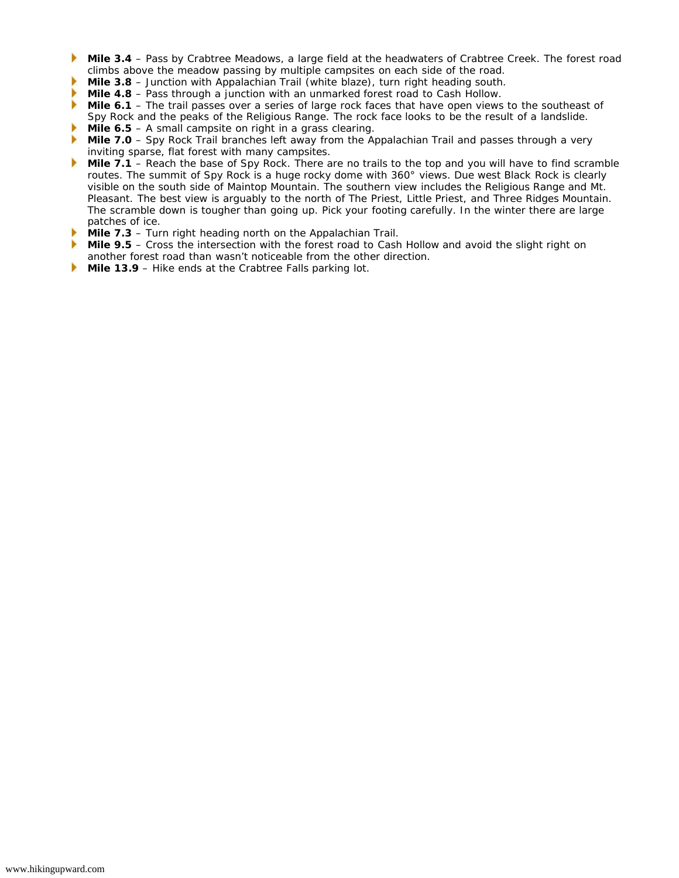- **Mile 3.4** – Pass by Crabtree Meadows, a large field at the headwaters of Crabtree Creek. The forest road climbs above the meadow passing by multiple campsites on each side of the road.
- **Mile 3.8** – Junction with Appalachian Trail (white blaze), turn right heading south.
- **Mile 4.8** – Pass through a junction with an unmarked forest road to Cash Hollow.
- **Mile 6.1** – The trail passes over a series of large rock faces that have open views to the southeast of Spy Rock and the peaks of the Religious Range. The rock face looks to be the result of a landslide.
- **Mile 6.5** – A small campsite on right in a grass clearing.
- **Mile 7.0** – Spy Rock Trail branches left away from the Appalachian Trail and passes through a very inviting sparse, flat forest with many campsites.
- **Mile 7.1** – Reach the base of Spy Rock. There are no trails to the top and you will have to find scramble routes. The summit of Spy Rock is a huge rocky dome with 360° views. Due west Black Rock is clearly visible on the south side of Maintop Mountain. The southern view includes the Religious Range and Mt. Pleasant. The best view is arguably to the north of The Priest, Little Priest, and Three Ridges Mountain. The scramble down is tougher than going up. Pick your footing carefully. In the winter there are large patches of ice.
- **Mile 7.3** – Turn right heading north on the Appalachian Trail.
- **Mile 9.5** – Cross the intersection with the forest road to Cash Hollow and avoid the slight right on another forest road than wasn't noticeable from the other direction.
- **Mile 13.9** – Hike ends at the Crabtree Falls parking lot.